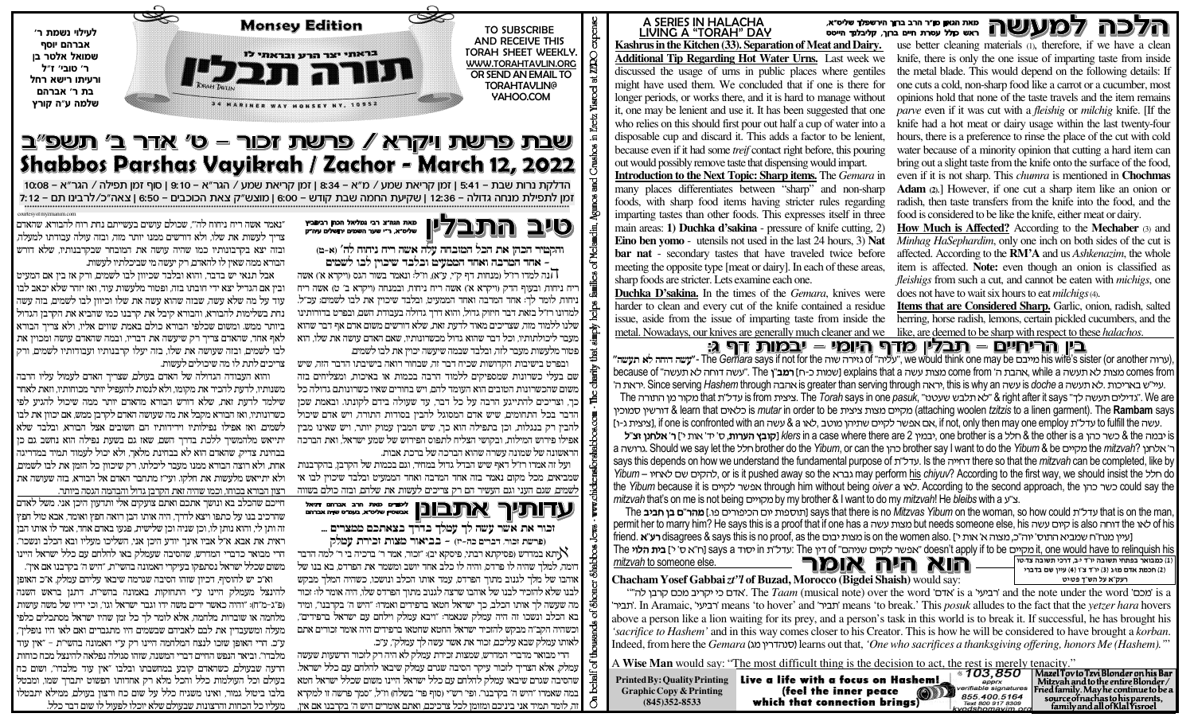# Monsey Edition

## תורה תבלין

בראתי יצר הרע ובראתי לו

34 MARINER WAY MONSEY NY, 10952

לעילוי נשמת ר' אברהם יוסף שמואל אלטר בן ר' טובי' ז"ל ורעיתו רישא רחל בת ר' אברהם שלמה ע"ה קורץ

TO SUBSCRIBE AND RECEIVE THIS TORAH SHEET WEEKLY. WWW.TORAHTAVLIN.ORG OR SEND AN EMAIL TO TORAHTAVLIN@YAHOO.COM

# שבת פרשת ויקרא / פרשת זכור – ט' אדר ב' תשפ"ב

# Shabbos Parshas Vayikrah / Zachor - March 12, 2022

הדלקת נרות שבת – 5:41 | זמן קריאת שמע / מ"א – 8:34 | זמן קריאת שמע – הגר"א – 9:10 | סוף זמן תפילה / הגר"א – 10:08

זמן לתפילת מנחה גדולה – 12:36 | שקיעת החמה שבת קודש – 6:00 | מוצש"ק צאת הכוכבים – 6:50 | צאה"כ/לרבינו תם – 7:12

## טיב התבלין

מאת הגה"צ רבי גמליאל הכהן רבינוביץ שליט"א, ר"י שער השמים ירושלים עיה"ק

**והקטיר הכהן את הכל המזבחה עלה אשה ריח ניחוח לה' (א-ט) – אחד המרבה ואחד הממעיט ובלבד שיכוין לבו לשמים**

דהנה למדו חז"ל (מנחות קי ע"א, ורש"י ויקרא ה' ט) בעולת בהמה אשה ריח ניחוח, ובעולת העוף (ויקרא א' יז) אשה ריח ניחוח, ובמנחה (ויקרא ב' ט) אשה ריח ניחוח לומר לך: אחד המרבה ואחד הממעיט ובלבד שיכוין לבו לשמים; עכ"ל. למדונו רז"ל באות דבר חשוב גדול, והוא דבר גדול בעבודת השם, שבכל קרבנות שלנו ללמדך מזה, שצריכים מאוד לדעת זאת, שלא תהא עבודת ה' לפי הערך שדורשים ממנו, הוא דורש שזה יהא כמו שהוא מסוגל לכוונתו, וכל דבר שהוא גדול מכשרונותיו, שאם האדם עושה את שלו, הוא פטור מלעשות מעבר לזה ובלבד שבמה שעושה יכוין את לבו לשמים.

ובפרט בישיבות הקדושות שכיח דבר זה, שבחור רואה בישיבתו הדבר הזה, שיש שם בעלי כשרונות שמספיקים ללמוד הרבה בכמות או באיכות, ומצליחים בזה משום שהכשרונות הטובים הוא העומד להם, ויש בחורים שאין כשרונותם גדולה כל כך, וצריכים להתייגע הרבה על כל דבר, עד שעולה בידם לקנותו. ובאמת שכן הדבר בכל התחומים, שיש אדם המסוגל להבין בסודות התורה, ויש אדם שיכול להבין רק בנגלות, וכן בתפלה הוא כן, שיש אדם שמכוין יותר, ויש שאינו מבין אפילו פירוש המילות, ובקושי הצליח להתפוס הפירוש של שמע ישראל, ואת הברכה הראשונה של שמונה עשרה שהיא הברכה של ברכת אבות.

ועל זה אמרו חז"ל דאף שיש הבדל גדול ביניהם, וגם בכמות של הקרבן, בהקרבנות שמביאים, מכל מקום נאמר בזה אחד המרבה ואחד הממעיט ובלבד שיכוין לבו לשמים. שגם העני וגם העשיר הם רק צריכים לעשות את שלהם, והם עושים בזה כולם בשווה "נאמר אשה ריח ניחוח לה'", שכולם עושים בעשייתם נחת רוח להבורא שהאדם צריך לעשות את שלו, ולא דורשים ממנו יותר מזה וזה עולה עבודתו למעלה, ובזה יצא בעבודתו כמו שהיה עושה את המוטל עליו בקרבנותיו, שלא דורש הבורא ממנה שאין לו להאדם רק יעשה מה שביכלתו לעשות.

אבל תנאי יש בדבר, והוא ובלבד שיכוין לבו לשמים, דרק אז בין אם הוא עשיר ובין אם העני יצא ידי חובתו בזה, ופטור מלעשות עוד, ואין יותר שלא יכאב לבו עוד על מה שלא עשה, שבזה שהוא עשה את שלו וכיון לבו לשמים, בזה עשה נחת בשלימות להבורא, והבורא קיבל את קרבנו כמו שהביא את קרבנו הגדול ביותר ממש, ומשום שכלפי הבורא כולם באמת שווים אליו, ולא צריך הבורא לאף אחד, שהאדם צריך רק שיעשה את הנדרש, ובזה שהאדם עושה ומכוין את לבו לשמים, ובזה שעושה את שלו, בזה יעלו קרבנותיו ועבודותיו לשמים, ורק צריכים לתת לו מה שיכולים לעשות.

והוא העבודה הגדולה של האדם בעולם, שצריך האדם לעמול עליו הרבה משנותיו, לדעת להכיר את מקומו, ולא לנסות להעפיל יותר מכוחותיו, ואז לאחר שלמד לדעת זאת, שלא רוצה הבורא מאתו יותר ממה שיכול להגיע לפי כשרונותיו, והבורא מקבל את מה שעושה האדם לקרבן ממש, אם יכוון את לבו לשמים ואם ואפילו נפילותיו וירידותיו הם השווים אצל הבורא, ובלבד שלא יתייאש מלהמשיך ללכת בדרך השם, שאז בשעת נפילה הוא נחשב גם כן כמתעלה בדרכו, שהאדם הוא לא בבחינת מלאך, ולא יכול לעמוד תמיד במדריגה אחת, ולא רוצה הבורא ממנו מעבר ליכולתו, ורק שיכוון כל הזמן את לבו לשמים ולא יתייאש מלעשות את חלקו, ועי"ז מתרבה הרצון של הבורא, שהוא עושה את רצון הבורא בכוונה, וכמו שהיה זה קרבן גדול והבורא מקבלו בסבר פנים.

## עדותיך אתבונן

לזכות מאת הרב אברהם דניאל אבערמאן שליט"א, מגיד ש"ש אברהם

**זכור את אשר עשה לך עמלק בדרך בצאתכם ממצרים... (פרשת זכור, דברים כה-יז) – בביאור מצות זכירת עמלק**

איתא במדרש (פסיקתא רבתי, פיסקא יב): "זכור, אמר ר' ברכיה בר ר' למה הדבר דומה, למלך שהיה לו פרדס, והיה לו כלב אחד יושב ומשמר את הפרדס, בא בנו של המלך ונכנס לגנוב מתוך הפרדס, עמד אותו הכלב ונשכו, וכששמע המלך מבקש לבוא מלפני הכלב להזכיר לבנו של אותו שרצה לגנוב מתוך הפרדס ולא היה אומר לו 'הוי זוכר מה עשה לך אותו הכלב', כך ישראל חוטא ואמרו 'היש ה' בקרבנו', מיד בא הכלב ונשכו והנה בא עמלק שנאמר: 'ויבא עמלק וילחם עם ישראל ברפידים', למה כך? כדי להזכיר לאותו שאמר 'היש ה' בקרבנו' והביא עליו עמלק להזכירן לאותו שאמר לבניו כן הוא זכור את אשר עשה לך עמלק", עכ"ל.

הרי מבואר כדברי המדרש, שהסיבה שעמלק בא להלחם עם כלל ישראל הוא משום שכלל ישראל אמרו "היש ה' בקרבנו אם אין".

ואמרו כי לפי הבנתו, הביאור שזהו הסיבה שבאה עליהם עמלק, א"כ האופן להינצל מעמלק הוא ע"י התחזקות באמונה בהשי"ת, דתנן בראש השנה (כט:-ל"ח): "והיה כאשר ירים משה ידו וגבר ישראל וגו', וכי ידיו של משה עושות מלחמה או שוברות מלחמה, אלא לומר לך כל זמן שהיו ישראל מסתכלים כלפי מעלה ומשעבדין את לבם לאביהם שבשמים היו מתגברים ואם לאו היו נופלין", ע"כ. הרי האופן שזכו לנצח המלחמה היינו ע"י האמונה בהשי"ת – "אין עוד מלבדו", וביאר הנפש החיים (שער ג' פרק יב) שהחושב שאין עוד מלבדו אין כח בשום כח בעולם להזיקו.

ודרש כן: שבעולם, כשהאדם קובע במחשבתו ובלבו "אין עוד מלבדו", ושום כח בעולם וכל העולמות כולם וכל מלא רק אחדותו הפשוט יתברך שמו, ומבטל בלבו ביטול גמור, ואינו משגיח על שום כח ורצון בעולם, ממילא יתבטלו מעליו כל הכחות והרצונות שבעולם שלא יוכלו לפעול לו שום דבר כלל.

עמלק, וזהו הצריך לזכור עיקר הסיבה שגרם עמלק שבאו להלחם עם כלל ישראל. שהסיבה שגרם שבאו עמלק להלחם עם כלל ישראל היינו משום שכלל ישראל הוא בלבו שאמרו "היש ה' בקרבנו", ופי' רש"י (סוף פ' בשלח) וז"ל: "סמך פרשה זו למקרא זה, לומר תמיד אני ביניכם ומזומן לכל צרכיכם, ואתם אומרים היש ה' בקרבנו אם אין,

## הלכה למעשה

מאת הגאון מו"ר הרב ברוך הירשפלד שליט"א, ראש כולל עטרת חיים ברוך, קליבלנד הייטס

**A SERIES IN HALACHA LIVING A "TORAH" DAY**

**Kashrus in the Kitchen (33). Separation of Meat and Dairy.**

**Additional Tip Regarding Hot Water Urns.** Last week we discussed the usage of urns in public places where gentiles might have used them. We concluded that if one is there for longer periods, or works there, and it is hard to manage without it, one may be lenient and use it. It has been suggested that one who relies on this should first pour out half a cup of water into a disposable cup and discard it. This adds a factor to be lenient, because even if it had some *treif* contact right before, this pouring out would possibly remove taste that dispensing would impart.

**Introduction to the Next Topic: Sharp items.** The *Gemara* in many places differentiates between "sharp" and non-sharp foods, with sharp food items having stricter rules regarding imparting tastes than other foods. This expresses itself in three main areas: **1) Duchka d'sakina** - pressure of knife cutting, 2) **Eino ben yomo** - utensils not used in the last 24 hours, 3) **Nat bar nat** - secondary tastes that have traveled twice before meeting the opposite type [meat or dairy]. In each of these areas, sharp foods are stricter. Lets examine each one.

**Duchka D'sakina.** In the times of the *Gemara*, knives were harder to clean and every cut of the knife contained a residue issue, aside from the issue of imparting taste from inside the metal. Nowadays, our knives are generally much cleaner and we use better cleaning materials (1), therefore, if we have a clean knife, there is only the one issue of imparting taste from inside the metal blade. This would depend on the following details: If one cuts a cold, non-sharp food like a carrot or a cucumber, most opinions hold that none of the taste travels and the item remains *parve* even if it was cut with a *fleishig* or *milchig* knife. [If the knife had a hot meat or dairy usage within the last twenty-four hours, there is a preference to rinse the place of the cut with cold water because of a minority opinion that cutting a hard item can bring out a slight taste from the knife onto the surface of the food, even if it is not sharp. This *chumra* is mentioned in **Chochmas Adam** (2).] However, if one cut a sharp item like an onion or radish, then taste transfers from the knife into the food, and the food is considered to be like the knife, either meat or dairy.

**How Much is Affected?** According to the **Mechaber** (3) and *Minhag HaSephardim*, only one inch on both sides of the cut is affected. According to the **RM'A** and us *Ashkenazim*, the whole item is affected. **Note:** even though an onion is classified as *fleishigs* from such a cut, and cannot be eaten with *michigs*, one does not have to wait six hours to eat *milchigs* (4).

**Items that are Considered Sharp.** Garlic, onion, radish, salted herring, horse radish, lemons, certain pickled cucumbers, and the like, are deemed to be sharp with respect to these *halachos*.

(1) במנהגי בפתחי תשובה יו"ד צ"ב, דרכי תשובה צד-טו (2) חכמת אדם סוף מט (3) יו"ד צ"ו (4) עיין שם בדברי רע"א על הש"ך פ"ט

## בין הריחיים – תבלין מדף היומי – יבמות דף ג:

"עשה דוחה לא תעשה" - The *Gemara* says if not for the "עליו" of ערוה in אשת אח, we would think one may be מייבם his wife's sister (or another ערוה), because of "עשה דוחה לא תעשה". The **רמב"ן** [שמות כ-ח] explains that a מצות עשה comes from אהבה, while a לא תעשה comes from יראה. Since serving *Hashem* through אהבה is greater than serving through יראה, this is why an עשה is *doche* a לא תעשה. The **רמב"ן** explains that עשה כ"ח מקור מן התורה. The *Torah* says in one *pasuk*, "לא תלבש שעטנז" & right after it says "גדילים תעשה לך". We are מקיים מצות ציצית & learn that כלאים is *mutar* in order to be מקיים מצות ציצית (attaching woolen *tzitzis* to a linen garment). The **Rambam** says [ציצית ג-ו], if one is confronted with an עשה & a לאו, אם אפשר לקיים שתיהן מוטב, if not, only then may one employ עדל"ת to fulfill the עשה.

**ר' אלחנן זצ"ל [קובץ הערות, ס"ד אות י]** asks in a case where there are 2 יבמין, one brother is a חלל & the other is a כשר כהן. Should we say let the חלל brother do the *Yibum*, or can the כהן brother say I want to do the *Yibum* & be מקיים the *mitzvah*? ר' אלחנן says this depends on how we understand the fundamental purpose of עדל"ת. Is the דחייה there so that the *mitzvah* can be completed, like by *Yibum* – להקים שם לאחיו, or is it pushed away so the גברא may perform his *chiyuv*? According to the first way, we should insist the חלל do the *Yibum* because it is אפשר לקיים through him without being *oiver* a לאו. According to the second approach, the כהן כשר could say the *mitzvah* that's on me is not being מקיים by my brother & I want to do my *mitzvah*! He *bleibs* with a צ"ע.

The **מהר"ם חביב** [תוספות יום הכיפורים פג.] says that there is no *Mitzvas Yibum* on the woman, so how could עדל"ת that is on the man, permit her to marry him? He says this is a proof that if one has a מצות עשה but needs someone else, his קיום עשה is not דוחה the לאו of the friend. **רע"א** disagrees & says this is no proof, as the מצות יבום is on the women also. [עיין מנח"ח שמביא התוס' יו"כ, מצוה א' אות ז']. The **בית הלוי** [ח"א ס' ט] says a יסוד in the דין of עדל"ת: "אפשר לקיים שניהם" doesn't apply if to be מקיים it, one would have to relinquish his *mitzvah* to someone else.

## הוא היה אומר

**Chacham Yosef Gabbai** *zt"l* **of Buzad, Morocco (Bigdei Shaish)** would say:

"אדם כי יקריב מכם קרבן לה'". The *Taam* (musical note) over the word 'אדם' is a 'רביע' and the note under the word 'מכם' is a 'תביר'. In Aramaic, 'רביע' means 'to hover' and 'תביר' means 'to break.' This *posuk* alludes to the fact that the *yetzer hara* hovers above a person like a lion waiting for its prey, and a person's task in this world is to break it. If successful, he has brought his '*sacrifice to Hashem*' and in this way comes closer to his Creator. This is how he will be considered to have brought a *korban*. Indeed, from here the *Gemara* (סנהדרין מג) learns out that, '*One who sacrifices a thanksgiving offering, honors Me (Hashem).*'"

A **Wise Man** would say: "The most difficult thing is the decision to act, the rest is merely tenacity."

**Printed By: Quality Printing Graphic Copy & Printing (845)352-8533**

**Live a life with a focus on Hashem! (feel the inner peace which that connection brings)**

103,850 apprx verifiable signatures 855.400.5164 Text 800 917 8309 kvodshomayim.org

**Mazel Tov to Tzvi Blonder on his Bar Mitzvah and to the entire Blonder / Fried family. May he continue to be a source of nachas to his parents, family and all of Klal Yisroel**

On behalf of thousands of Shomer Shabbos Jews - www.chickensforshabbos.com - The charity that simply helps families of Melachim, Agunos and Gruchos in Eretz Yisroel at ZERO expense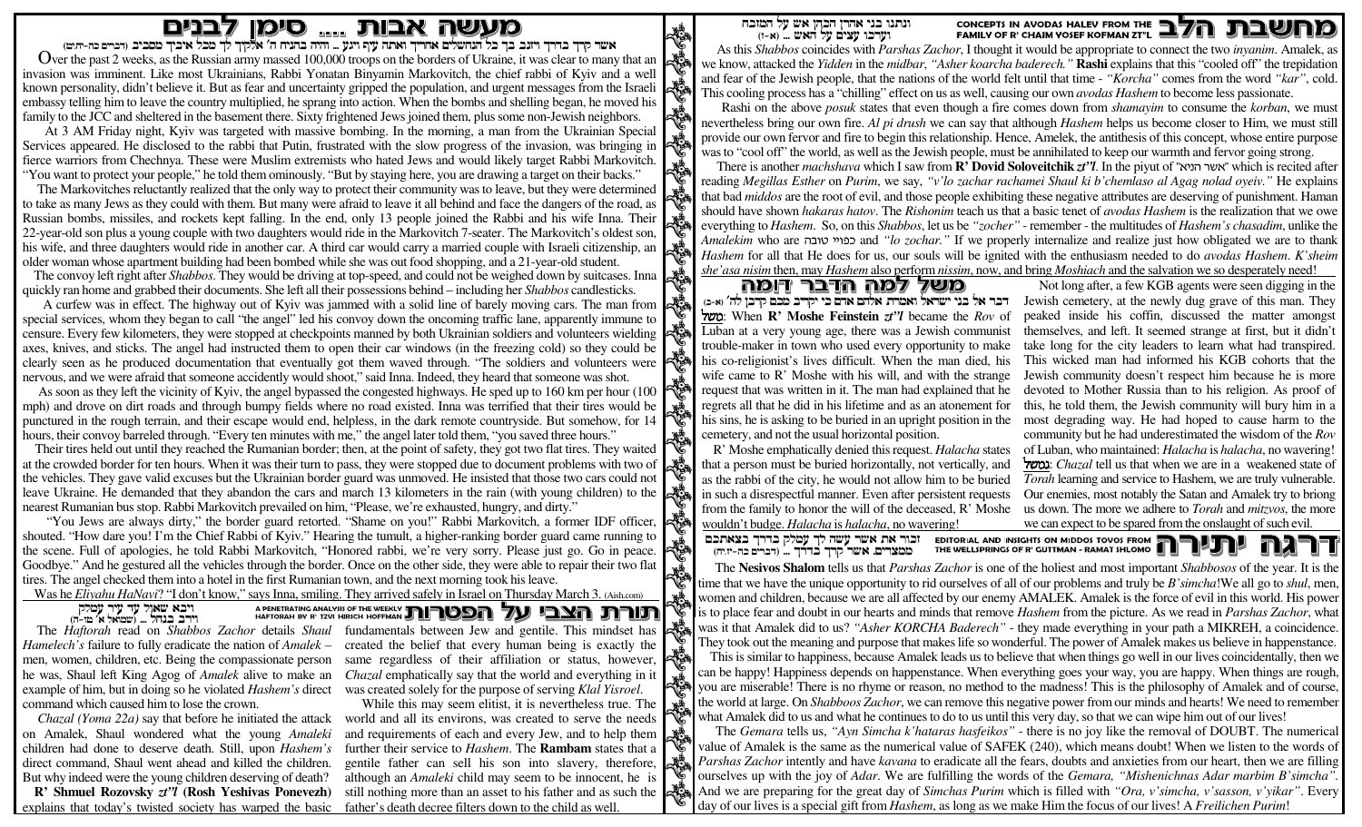# מעשה אבות .... סימן לבנים

אשר קרך בדרך ויזנב בך כל הנחשלים אחריך ואתה עיף ויגע ... והיה בהניח ה׳ אלקיך לך מכל איביך מסביב (דברים כה-יז-יט)

Over the past 2 weeks, as the Russian army massed 100,000 troops on the borders of Ukraine, it was clear to many that an invasion was imminent. Like most Ukrainians, Rabbi Yonatan Binyamin Markovitch, the chief rabbi of Kyiv and a well known personality, didn't believe it. But as fear and uncertainty gripped the population, and urgent messages from the Israeli embassy telling him to leave the country multiplied, he sprang into action. When the bombs and shelling began, he moved his family to the JCC and sheltered in the basement there. Sixty frightened Jews joined them, plus some non-Jewish neighbors.

At 3 AM Friday night, Kyiv was targeted with massive bombing. In the morning, a man from the Ukrainian Special Services appeared. He disclosed to the rabbi that Putin, frustrated with the slow progress of the invasion, was bringing in fierce warriors from Chechnya. These were Muslim extremists who hated Jews and would likely target Rabbi Markovitch. "You want to protect your people," he told them ominously. "But by staying here, you are drawing a target on their backs."

The Markovitches reluctantly realized that the only way to protect their community was to leave, but they were determined to take as many Jews as they could with them. But many were afraid to leave it all behind and face the dangers of the road, as Russian bombs, missiles, and rockets kept falling. In the end, only 13 people joined the Rabbi and his wife Inna. Their 22-year-old son plus a young couple with two daughters would ride in the Markovitch 7-seater. The Markovitch's oldest son, his wife, and three daughters would ride in another car. A third car would carry a married couple with Israeli citizenship, an older woman whose apartment building had been bombed while she was out food shopping, and a 21-year-old student.

The convoy left right after *Shabbos*. They would be driving at top-speed, and could not be weighed down by suitcases. Inna quickly ran home and grabbed their documents. She left all their possessions behind – including her *Shabbos* candlesticks.

A curfew was in effect. The highway out of Kyiv was jammed with a solid line of barely moving cars. The man from special services, whom they began to call "the angel" led his convoy down the oncoming traffic lane, apparently immune to censure. Every few kilometers, they were stopped at checkpoints manned by both Ukrainian soldiers and volunteers wielding axes, knives, and sticks. The angel had instructed them to open their car windows (in the freezing cold) so they could be clearly seen as he produced documentation that eventually got them waved through. "The soldiers and volunteers were nervous, and we were afraid that someone accidently would shoot," said Inna. Indeed, they heard that someone was shot.

As soon as they left the vicinity of Kyiv, the angel bypassed the congested highways. He sped up to 160 km per hour (100 mph) and drove on dirt roads and through bumpy fields where no road existed. Inna was terrified that their tires would be punctured in the rough terrain, and their escape would end, helpless, in the dark remote countryside. But somehow, for 14 hours, their convoy barreled through. "Every ten minutes with me," the angel later told them, "you saved three hours."

Their tires held out until they reached the Rumanian border; then, at the point of safety, they got two flat tires. They waited at the crowded border for ten hours. When it was their turn to pass, they were stopped due to document problems with two of the vehicles. They gave valid excuses but the Ukrainian border guard was unmoved. He insisted that those two cars could not leave Ukraine. He demanded that they abandon the cars and march 13 kilometers in the rain (with young children) to the nearest Rumanian bus stop. Rabbi Markovitch prevailed on him, "Please, we're exhausted, hungry, and dirty."

"You Jews are always dirty," the border guard retorted. "Shame on you!" Rabbi Markovitch, a former IDF officer, shouted. "How dare you! I'm the Chief Rabbi of Kyiv." Hearing the tumult, a higher-ranking border guard came running to the scene. Full of apologies, he told Rabbi Markovitch, "Honored rabbi, we're very sorry. Please just go. Go in peace. Goodbye." And he gestured all the vehicles through the border. Once on the other side, they were able to repair their two flat tires. The angel checked them into a hotel in the first Rumanian town, and the next morning took his leave.

Was he *Eliyahu HaNavi*? "I don't know," says Inna, smiling. They arrived safely in Israel on Thursday March 3. (Aish.com)

# תורת הצבי על הפטרות

A PENETRATING ANALYSIS OF THE WEEKLY HAFTORAH BY R' TZVI HIRSCH HOFFMAN

ויבא שאול עד עיר עמלק וירב בנחל ... (שמואל א׳ טו-ה)

The *Haftorah* read on *Shabbos Zachor* details *Shaul Hamelech's* failure to fully eradicate the nation of *Amalek* – men, women, children, etc. Being the compassionate person he was, Shaul left King Agog of *Amalek* alive to make an example of him, but in doing so he violated *Hashem's* direct command which caused him to lose the crown.

*Chazal (Yoma 22a)* say that before he initiated the attack on Amalek, Shaul wondered what the young *Amaleki* children had done to deserve death. Still, upon *Hashem's* direct command, Shaul went ahead and killed the children. But why indeed were the young children deserving of death?

**R' Shmuel Rozovsky** *zt"l* **(Rosh Yeshivas Ponevezh)** explains that today's twisted society has warped the basic fundamentals between Jew and gentile. This mindset has created the belief that every human being is exactly the same regardless of their affiliation or status, however, *Chazal* emphatically say that the world and everything in it was created solely for the purpose of serving *Klal Yisroel*.

While this may seem elitist, it is nevertheless true. The world and all its environs, was created to serve the needs and requirements of each and every Jew, and to help them further their service to *Hashem*. The **Rambam** states that a gentile father can sell his son into slavery, therefore, although an *Amaleki* child may seem to be innocent, he is still nothing more than an asset to his father and as such the father's death decree filters down to the child as well.

# מחשבת הלב

CONCEPTS IN AVODAS HALEV FROM THE FAMILY OF R' CHAIM YOSEF KOFMAN ZT"L

ונתנו בני אהרן הכהן אש על המזבח וערכו עצים על האש ... (א-ז)

As this *Shabbos* coincides with *Parshas Zachor*, I thought it would be appropriate to connect the two *inyanim*. Amalek, as we know, attacked the *Yidden* in the *midbar*, *"Asher koarcha baderech."* **Rashi** explains that this "cooled off" the trepidation and fear of the Jewish people, that the nations of the world felt until that time - *"Korcha"* comes from the word *"kar"*, cold. This cooling process has a "chilling" effect on us as well, causing our own *avodas Hashem* to become less passionate.

Rashi on the above *posuk* states that even though a fire comes down from *shamayim* to consume the *korban*, we must nevertheless bring our own fire. *Al pi drush* we can say that although *Hashem* helps us become closer to Him, we must still provide our own fervor and fire to begin this relationship. Hence, Amelek, the antithesis of this concept, whose entire purpose was to "cool off" the world, as well as the Jewish people, must be annihilated to keep our warmth and fervor going strong.

There is another *machshava* which I saw from **R' Dovid Soloveitchik** *zt"l*. In the piyut of "אשר הניא" which is recited after reading *Megillas Esther* on *Purim*, we say, *"v'lo zachar rachamei Shaul ki b'chemlaso al Agag nolad oyeiv."* He explains that bad *middos* are the root of evil, and those people exhibiting these negative attributes are deserving of punishment. Haman should have shown *hakaras hatov*. The *Rishonim* teach us that a basic tenet of *avodas Hashem* is the realization that we owe everything to *Hashem*. So, on this *Shabbos*, let us be *"zocher"* - remember - the multitudes of *Hashem's chasadim*, unlike the *Amalekim* who are כפויי טובה and *"lo zochar."* If we properly internalize and realize just how obligated we are to thank *Hashem* for all that He does for us, our souls will be ignited with the enthusiasm needed to do *avodas Hashem*. *K'sheim she'asa nissim* then, may *Hashem* also perform *nissim*, now, and bring *Moshiach* and the salvation we so desperately need!

# משל למה הדבר דומה

דבר אל בני ישראל ואמרת אלהם אדם כי יקריב מכם קרבן לה׳ (א-ב)

משל: When **R' Moshe Feinstein** *zt"l* became the *Rov* of Luban at a very young age, there was a Jewish communist trouble-maker in town who used every opportunity to make his co-religionist's lives difficult. When the man died, his wife came to R' Moshe with his will, and with the strange request that was written in it. The man had explained that he regrets all that he did in his lifetime and as an atonement for his sins, he is asking to be buried in an upright position in the cemetery, and not the usual horizontal position.

R' Moshe emphatically denied this request. *Halacha* states that a person must be buried horizontally, not vertically, and as the rabbi of the city, he would not allow him to be buried in such a disrespectful manner. Even after persistent requests from the family to honor the will of the deceased, R' Moshe wouldn't budge. *Halacha* is *halacha*, no wavering!

Not long after, a few KGB agents were seen digging in the Jewish cemetery, at the newly dug grave of this man. They peaked inside his coffin, discussed the matter amongst themselves, and left. It seemed strange at first, but it didn't take long for the city leaders to learn what had transpired. This wicked man had informed his KGB cohorts that the Jewish community doesn't respect him because he is more devoted to Mother Russia than to his religion. As proof of this, he told them, the Jewish community will bury him in a most degrading way. He had hoped to cause harm to the community but he had underestimated the wisdom of the *Rov* of Luban, who maintained: *Halacha* is *halacha*, no wavering!

נמשל: *Chazal* tell us that when we are in a weakened state of *Torah* learning and service to Hashem, we are truly vulnerable. Our enemies, most notably the Satan and Amalek try to briong us down. The more we adhere to *Torah* and *mitzvos*, the more we can expect to be spared from the onslaught of such evil.

# דרגה יתירה

EDITORIAL AND INSIGHTS ON MIDDOS TOVOS FROM THE WELLSPRINGS OF R' GUTTMAN - RAMAT SHLOMO

זכור את אשר עשה לך עמלק בדרך בצאתכם ממצרים אשר קרך בדרך ... (דברים כה-יז-יח)

The **Nesivos Shalom** tells us that *Parshas Zachor* is one of the holiest and most important *Shabbosos* of the year. It is the time that we have the unique opportunity to rid ourselves of all of our problems and truly be *B'simcha*!We all go to *shul*, men, women and children, because we are all affected by our enemy AMALEK. Amalek is the force of evil in this world. His power is to place fear and doubt in our hearts and minds that remove *Hashem* from the picture. As we read in *Parshas Zachor*, what was it that Amalek did to us? *"Asher KORCHA Baderech"* - they made everything in your path a MIKREH, a coincidence. They took out the meaning and purpose that makes life so wonderful. The power of Amalek makes us believe in happenstance.

This is similar to happiness, because Amalek leads us to believe that when things go well in our lives coincidentally, then we can be happy! Happiness depends on happenstance. When everything goes your way, you are happy. When things are rough, you are miserable! There is no rhyme or reason, no method to the madness! This is the philosophy of Amalek and of course, the world at large. On *Shabboos Zachor*, we can remove this negative power from our minds and hearts! We need to remember what Amalek did to us and what he continues to do to us until this very day, so that we can wipe him out of our lives!

The *Gemara* tells us, *"Ayn Simcha k'hataras hasfeikos"* - there is no joy like the removal of DOUBT. The numerical value of Amalek is the same as the numerical value of SAFEK (240), which means doubt! When we listen to the words of *Parshas Zachor* intently and have *kavana* to eradicate all the fears, doubts and anxieties from our heart, then we are filling ourselves up with the joy of *Adar*. We are fulfilling the words of the *Gemara, "Mishenichnas Adar marbim B'simcha"*. And we are preparing for the great day of *Simchas Purim* which is filled with *"Ora, v'simcha, v'sasson, v'yikar"*. Every day of our lives is a special gift from *Hashem*, as long as we make Him the focus of our lives! A *Freilichen Purim*!